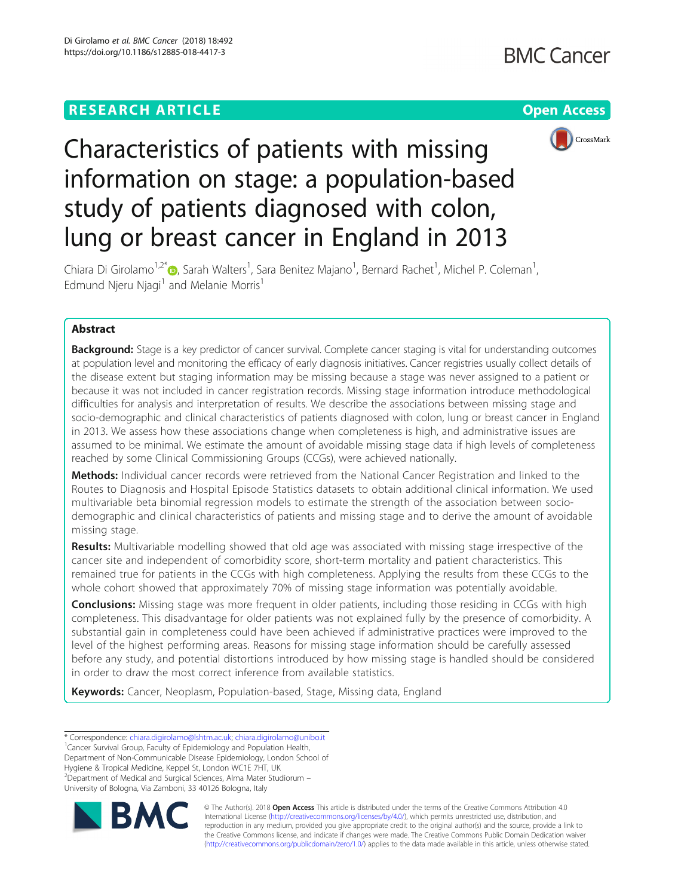RESEARCH ARTICLE

Open Access

# Characteristics of patients with missing information on stage: a population-based study of patients diagnosed with colon, lung or breast cancer in England in 2013

Chiara Di Girolamo[1,2*], Sarah Walters[1], Sara Benitez Majano[1], Bernard Rachet[1], Michel P. Coleman[1], Edmund Njeru Njagi[1] and Melanie Morris[1]

## Abstract

**Background:** Stage is a key predictor of cancer survival. Complete cancer staging is vital for understanding outcomes at population level and monitoring the efficacy of early diagnosis initiatives. Cancer registries usually collect details of the disease extent but staging information may be missing because a stage was never assigned to a patient or because it was not included in cancer registration records. Missing stage information introduce methodological difficulties for analysis and interpretation of results. We describe the associations between missing stage and socio-demographic and clinical characteristics of patients diagnosed with colon, lung or breast cancer in England in 2013. We assess how these associations change when completeness is high, and administrative issues are assumed to be minimal. We estimate the amount of avoidable missing stage data if high levels of completeness reached by some Clinical Commissioning Groups (CCGs), were achieved nationally.

**Methods:** Individual cancer records were retrieved from the National Cancer Registration and linked to the Routes to Diagnosis and Hospital Episode Statistics datasets to obtain additional clinical information. We used multivariable beta binomial regression models to estimate the strength of the association between socio-demographic and clinical characteristics of patients and missing stage and to derive the amount of avoidable missing stage.

**Results:** Multivariable modelling showed that old age was associated with missing stage irrespective of the cancer site and independent of comorbidity score, short-term mortality and patient characteristics. This remained true for patients in the CCGs with high completeness. Applying the results from these CCGs to the whole cohort showed that approximately 70% of missing stage information was potentially avoidable.

**Conclusions:** Missing stage was more frequent in older patients, including those residing in CCGs with high completeness. This disadvantage for older patients was not explained fully by the presence of comorbidity. A substantial gain in completeness could have been achieved if administrative practices were improved to the level of the highest performing areas. Reasons for missing stage information should be carefully assessed before any study, and potential distortions introduced by how missing stage is handled should be considered in order to draw the most correct inference from available statistics.

**Keywords:** Cancer, Neoplasm, Population-based, Stage, Missing data, England

* Correspondence: chiara.digirolamo@lshtm.ac.uk; chiara.digirolamo@unibo.it
[1]Cancer Survival Group, Faculty of Epidemiology and Population Health, Department of Non-Communicable Disease Epidemiology, London School of Hygiene & Tropical Medicine, Keppel St, London WC1E 7HT, UK
[2]Department of Medical and Surgical Sciences, Alma Mater Studiorum – University of Bologna, Via Zamboni, 33 40126 Bologna, Italy

© The Author(s). 2018 **Open Access** This article is distributed under the terms of the Creative Commons Attribution 4.0 International License (http://creativecommons.org/licenses/by/4.0/), which permits unrestricted use, distribution, and reproduction in any medium, provided you give appropriate credit to the original author(s) and the source, provide a link to the Creative Commons license, and indicate if changes were made. The Creative Commons Public Domain Dedication waiver (http://creativecommons.org/publicdomain/zero/1.0/) applies to the data made available in this article, unless otherwise stated.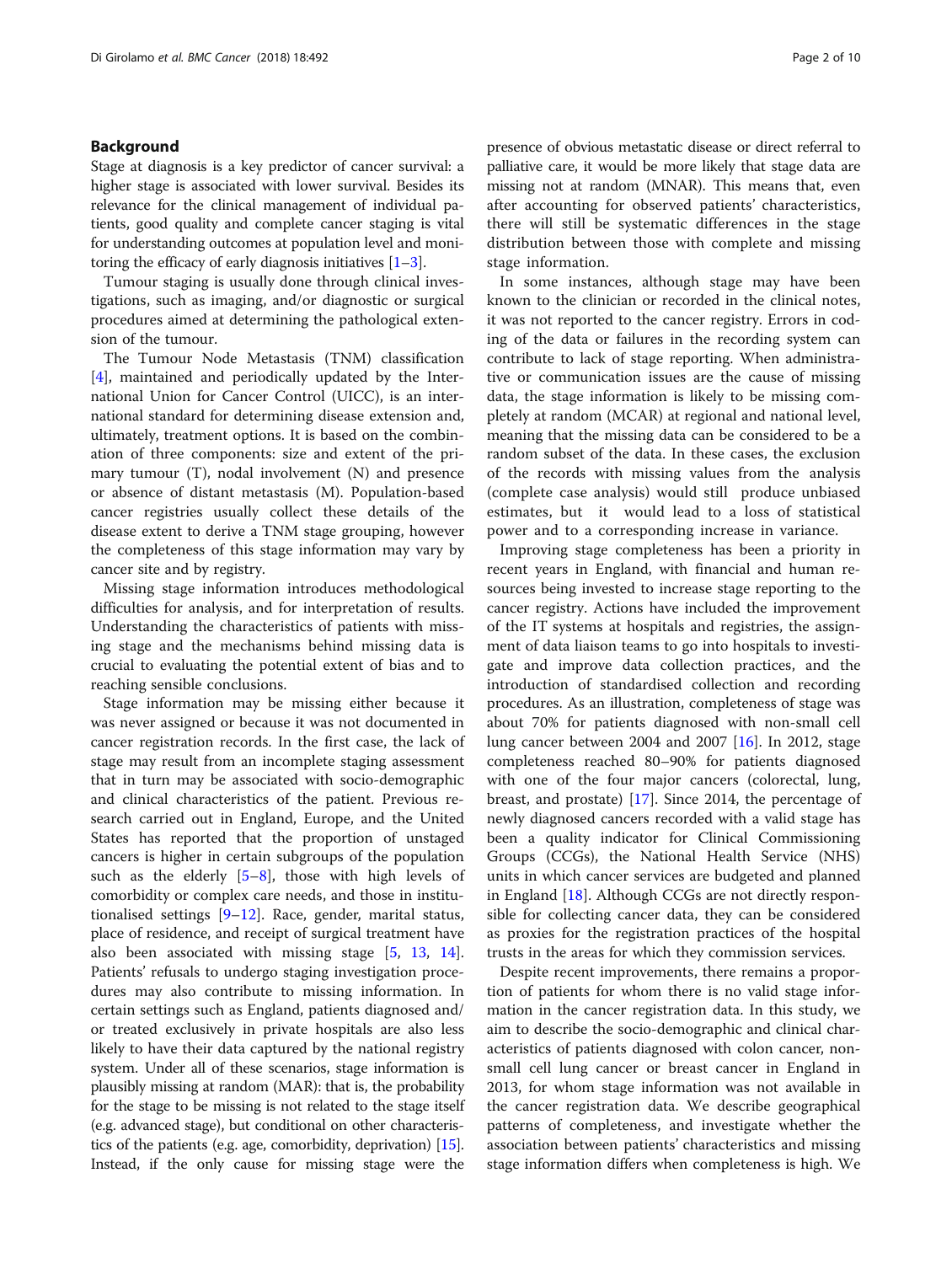## Background

Stage at diagnosis is a key predictor of cancer survival: a higher stage is associated with lower survival. Besides its relevance for the clinical management of individual patients, good quality and complete cancer staging is vital for understanding outcomes at population level and monitoring the efficacy of early diagnosis initiatives [1–3].

Tumour staging is usually done through clinical investigations, such as imaging, and/or diagnostic or surgical procedures aimed at determining the pathological extension of the tumour.

The Tumour Node Metastasis (TNM) classification [4], maintained and periodically updated by the International Union for Cancer Control (UICC), is an international standard for determining disease extension and, ultimately, treatment options. It is based on the combination of three components: size and extent of the primary tumour (T), nodal involvement (N) and presence or absence of distant metastasis (M). Population-based cancer registries usually collect these details of the disease extent to derive a TNM stage grouping, however the completeness of this stage information may vary by cancer site and by registry.

Missing stage information introduces methodological difficulties for analysis, and for interpretation of results. Understanding the characteristics of patients with missing stage and the mechanisms behind missing data is crucial to evaluating the potential extent of bias and to reaching sensible conclusions.

Stage information may be missing either because it was never assigned or because it was not documented in cancer registration records. In the first case, the lack of stage may result from an incomplete staging assessment that in turn may be associated with socio-demographic and clinical characteristics of the patient. Previous research carried out in England, Europe, and the United States has reported that the proportion of unstaged cancers is higher in certain subgroups of the population such as the elderly [5–8], those with high levels of comorbidity or complex care needs, and those in institutionalised settings [9–12]. Race, gender, marital status, place of residence, and receipt of surgical treatment have also been associated with missing stage [5, 13, 14]. Patients' refusals to undergo staging investigation procedures may also contribute to missing information. In certain settings such as England, patients diagnosed and/or treated exclusively in private hospitals are also less likely to have their data captured by the national registry system. Under all of these scenarios, stage information is plausibly missing at random (MAR): that is, the probability for the stage to be missing is not related to the stage itself (e.g. advanced stage), but conditional on other characteristics of the patients (e.g. age, comorbidity, deprivation) [15]. Instead, if the only cause for missing stage were the presence of obvious metastatic disease or direct referral to palliative care, it would be more likely that stage data are missing not at random (MNAR). This means that, even after accounting for observed patients' characteristics, there will still be systematic differences in the stage distribution between those with complete and missing stage information.

In some instances, although stage may have been known to the clinician or recorded in the clinical notes, it was not reported to the cancer registry. Errors in coding of the data or failures in the recording system can contribute to lack of stage reporting. When administrative or communication issues are the cause of missing data, the stage information is likely to be missing completely at random (MCAR) at regional and national level, meaning that the missing data can be considered to be a random subset of the data. In these cases, the exclusion of the records with missing values from the analysis (complete case analysis) would still produce unbiased estimates, but it would lead to a loss of statistical power and to a corresponding increase in variance.

Improving stage completeness has been a priority in recent years in England, with financial and human resources being invested to increase stage reporting to the cancer registry. Actions have included the improvement of the IT systems at hospitals and registries, the assignment of data liaison teams to go into hospitals to investigate and improve data collection practices, and the introduction of standardised collection and recording procedures. As an illustration, completeness of stage was about 70% for patients diagnosed with non-small cell lung cancer between 2004 and 2007 [16]. In 2012, stage completeness reached 80–90% for patients diagnosed with one of the four major cancers (colorectal, lung, breast, and prostate) [17]. Since 2014, the percentage of newly diagnosed cancers recorded with a valid stage has been a quality indicator for Clinical Commissioning Groups (CCGs), the National Health Service (NHS) units in which cancer services are budgeted and planned in England [18]. Although CCGs are not directly responsible for collecting cancer data, they can be considered as proxies for the registration practices of the hospital trusts in the areas for which they commission services.

Despite recent improvements, there remains a proportion of patients for whom there is no valid stage information in the cancer registration data. In this study, we aim to describe the socio-demographic and clinical characteristics of patients diagnosed with colon cancer, non-small cell lung cancer or breast cancer in England in 2013, for whom stage information was not available in the cancer registration data. We describe geographical patterns of completeness, and investigate whether the association between patients' characteristics and missing stage information differs when completeness is high. We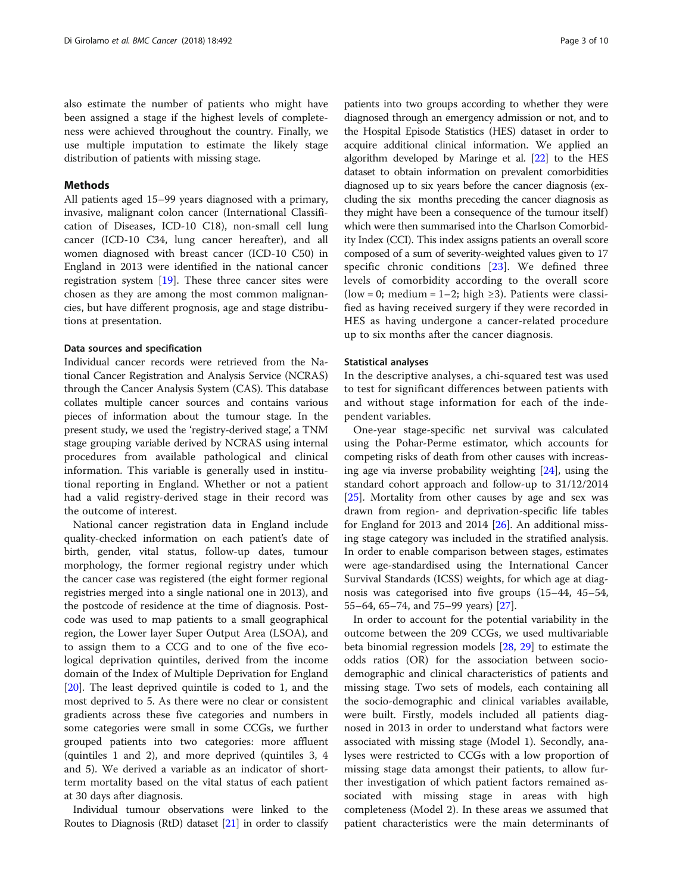also estimate the number of patients who might have been assigned a stage if the highest levels of completeness were achieved throughout the country. Finally, we use multiple imputation to estimate the likely stage distribution of patients with missing stage.

## Methods

All patients aged 15–99 years diagnosed with a primary, invasive, malignant colon cancer (International Classification of Diseases, ICD-10 C18), non-small cell lung cancer (ICD-10 C34, lung cancer hereafter), and all women diagnosed with breast cancer (ICD-10 C50) in England in 2013 were identified in the national cancer registration system [19]. These three cancer sites were chosen as they are among the most common malignancies, but have different prognosis, age and stage distributions at presentation.

### Data sources and specification

Individual cancer records were retrieved from the National Cancer Registration and Analysis Service (NCRAS) through the Cancer Analysis System (CAS). This database collates multiple cancer sources and contains various pieces of information about the tumour stage. In the present study, we used the 'registry-derived stage', a TNM stage grouping variable derived by NCRAS using internal procedures from available pathological and clinical information. This variable is generally used in institutional reporting in England. Whether or not a patient had a valid registry-derived stage in their record was the outcome of interest.

National cancer registration data in England include quality-checked information on each patient's date of birth, gender, vital status, follow-up dates, tumour morphology, the former regional registry under which the cancer case was registered (the eight former regional registries merged into a single national one in 2013), and the postcode of residence at the time of diagnosis. Postcode was used to map patients to a small geographical region, the Lower layer Super Output Area (LSOA), and to assign them to a CCG and to one of the five ecological deprivation quintiles, derived from the income domain of the Index of Multiple Deprivation for England [20]. The least deprived quintile is coded to 1, and the most deprived to 5. As there were no clear or consistent gradients across these five categories and numbers in some categories were small in some CCGs, we further grouped patients into two categories: more affluent (quintiles 1 and 2), and more deprived (quintiles 3, 4 and 5). We derived a variable as an indicator of short-term mortality based on the vital status of each patient at 30 days after diagnosis.

Individual tumour observations were linked to the Routes to Diagnosis (RtD) dataset [21] in order to classify patients into two groups according to whether they were diagnosed through an emergency admission or not, and to the Hospital Episode Statistics (HES) dataset in order to acquire additional clinical information. We applied an algorithm developed by Maringe et al. [22] to the HES dataset to obtain information on prevalent comorbidities diagnosed up to six years before the cancer diagnosis (excluding the six months preceding the cancer diagnosis as they might have been a consequence of the tumour itself) which were then summarised into the Charlson Comorbidity Index (CCI). This index assigns patients an overall score composed of a sum of severity-weighted values given to 17 specific chronic conditions [23]. We defined three levels of comorbidity according to the overall score (low = 0; medium = 1–2; high ≥3). Patients were classified as having received surgery if they were recorded in HES as having undergone a cancer-related procedure up to six months after the cancer diagnosis.

### Statistical analyses

In the descriptive analyses, a chi-squared test was used to test for significant differences between patients with and without stage information for each of the independent variables.

One-year stage-specific net survival was calculated using the Pohar-Perme estimator, which accounts for competing risks of death from other causes with increasing age via inverse probability weighting [24], using the standard cohort approach and follow-up to 31/12/2014 [25]. Mortality from other causes by age and sex was drawn from region- and deprivation-specific life tables for England for 2013 and 2014 [26]. An additional missing stage category was included in the stratified analysis. In order to enable comparison between stages, estimates were age-standardised using the International Cancer Survival Standards (ICSS) weights, for which age at diagnosis was categorised into five groups (15–44, 45–54, 55–64, 65–74, and 75–99 years) [27].

In order to account for the potential variability in the outcome between the 209 CCGs, we used multivariable beta binomial regression models [28, 29] to estimate the odds ratios (OR) for the association between socio-demographic and clinical characteristics of patients and missing stage. Two sets of models, each containing all the socio-demographic and clinical variables available, were built. Firstly, models included all patients diagnosed in 2013 in order to understand what factors were associated with missing stage (Model 1). Secondly, analyses were restricted to CCGs with a low proportion of missing stage data amongst their patients, to allow further investigation of which patient factors remained associated with missing stage in areas with high completeness (Model 2). In these areas we assumed that patient characteristics were the main determinants of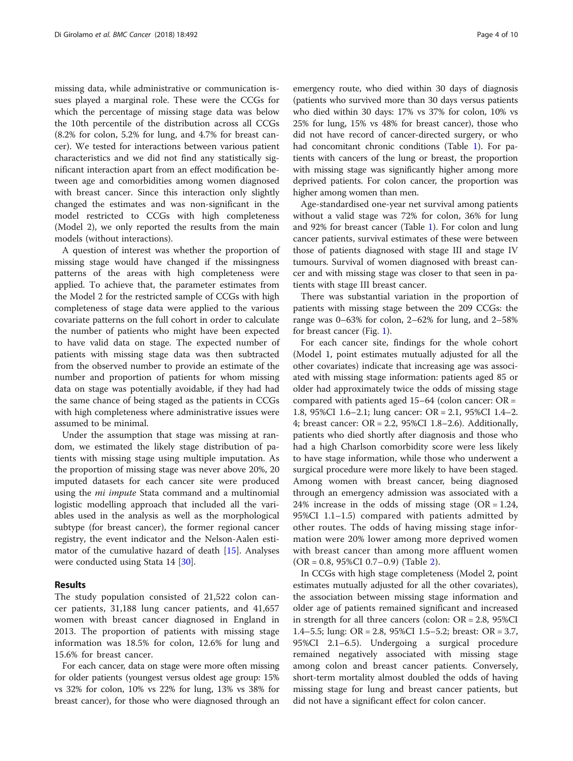missing data, while administrative or communication issues played a marginal role. These were the CCGs for which the percentage of missing stage data was below the 10th percentile of the distribution across all CCGs (8.2% for colon, 5.2% for lung, and 4.7% for breast cancer). We tested for interactions between various patient characteristics and we did not find any statistically significant interaction apart from an effect modification between age and comorbidities among women diagnosed with breast cancer. Since this interaction only slightly changed the estimates and was non-significant in the model restricted to CCGs with high completeness (Model 2), we only reported the results from the main models (without interactions).

A question of interest was whether the proportion of missing stage would have changed if the missingness patterns of the areas with high completeness were applied. To achieve that, the parameter estimates from the Model 2 for the restricted sample of CCGs with high completeness of stage data were applied to the various covariate patterns on the full cohort in order to calculate the number of patients who might have been expected to have valid data on stage. The expected number of patients with missing stage data was then subtracted from the observed number to provide an estimate of the number and proportion of patients for whom missing data on stage was potentially avoidable, if they had had the same chance of being staged as the patients in CCGs with high completeness where administrative issues were assumed to be minimal.

Under the assumption that stage was missing at random, we estimated the likely stage distribution of patients with missing stage using multiple imputation. As the proportion of missing stage was never above 20%, 20 imputed datasets for each cancer site were produced using the *mi impute* Stata command and a multinomial logistic modelling approach that included all the variables used in the analysis as well as the morphological subtype (for breast cancer), the former regional cancer registry, the event indicator and the Nelson-Aalen estimator of the cumulative hazard of death [15]. Analyses were conducted using Stata 14 [30].

## Results

The study population consisted of 21,522 colon cancer patients, 31,188 lung cancer patients, and 41,657 women with breast cancer diagnosed in England in 2013. The proportion of patients with missing stage information was 18.5% for colon, 12.6% for lung and 15.6% for breast cancer.

For each cancer, data on stage were more often missing for older patients (youngest versus oldest age group: 15% vs 32% for colon, 10% vs 22% for lung, 13% vs 38% for breast cancer), for those who were diagnosed through an emergency route, who died within 30 days of diagnosis (patients who survived more than 30 days versus patients who died within 30 days: 17% vs 37% for colon, 10% vs 25% for lung, 15% vs 48% for breast cancer), those who did not have record of cancer-directed surgery, or who had concomitant chronic conditions (Table 1). For patients with cancers of the lung or breast, the proportion with missing stage was significantly higher among more deprived patients. For colon cancer, the proportion was higher among women than men.

Age-standardised one-year net survival among patients without a valid stage was 72% for colon, 36% for lung and 92% for breast cancer (Table 1). For colon and lung cancer patients, survival estimates of these were between those of patients diagnosed with stage III and stage IV tumours. Survival of women diagnosed with breast cancer and with missing stage was closer to that seen in patients with stage III breast cancer.

There was substantial variation in the proportion of patients with missing stage between the 209 CCGs: the range was 0–63% for colon, 2–62% for lung, and 2–58% for breast cancer (Fig. 1).

For each cancer site, findings for the whole cohort (Model 1, point estimates mutually adjusted for all the other covariates) indicate that increasing age was associated with missing stage information: patients aged 85 or older had approximately twice the odds of missing stage compared with patients aged 15–64 (colon cancer: OR = 1.8, 95%CI 1.6–2.1; lung cancer: OR = 2.1, 95%CI 1.4–2.4; breast cancer: OR = 2.2, 95%CI 1.8–2.6). Additionally, patients who died shortly after diagnosis and those who had a high Charlson comorbidity score were less likely to have stage information, while those who underwent a surgical procedure were more likely to have been staged. Among women with breast cancer, being diagnosed through an emergency admission was associated with a 24% increase in the odds of missing stage (OR = 1.24, 95%CI 1.1–1.5) compared with patients admitted by other routes. The odds of having missing stage information were 20% lower among more deprived women with breast cancer than among more affluent women (OR = 0.8, 95%CI 0.7–0.9) (Table 2).

In CCGs with high stage completeness (Model 2, point estimates mutually adjusted for all the other covariates), the association between missing stage information and older age of patients remained significant and increased in strength for all three cancers (colon: OR = 2.8, 95%CI 1.4–5.5; lung: OR = 2.8, 95%CI 1.5–5.2; breast: OR = 3.7, 95%CI 2.1–6.5). Undergoing a surgical procedure remained negatively associated with missing stage among colon and breast cancer patients. Conversely, short-term mortality almost doubled the odds of having missing stage for lung and breast cancer patients, but did not have a significant effect for colon cancer.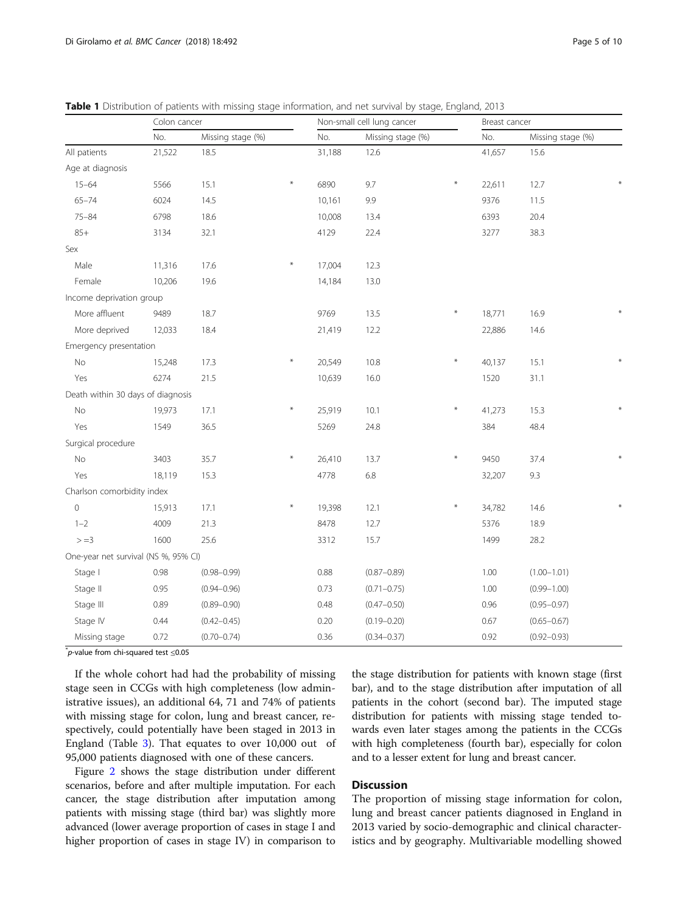**Table 1** Distribution of patients with missing stage information, and net survival by stage, England, 2013

| | Colon cancer | | | Non-small cell lung cancer | | | Breast cancer | | |
|---|---|---|---|---|---|---|---|---|---|
| | No. | Missing stage (%) | | No. | Missing stage (%) | | No. | Missing stage (%) | |
| All patients | 21,522 | 18.5 | | 31,188 | 12.6 | | 41,657 | 15.6 | |
| Age at diagnosis | | | | | | | | | |
| 15–64 | 5566 | 15.1 | * | 6890 | 9.7 | * | 22,611 | 12.7 | * |
| 65–74 | 6024 | 14.5 | | 10,161 | 9.9 | | 9376 | 11.5 | |
| 75–84 | 6798 | 18.6 | | 10,008 | 13.4 | | 6393 | 20.4 | |
| 85+ | 3134 | 32.1 | | 4129 | 22.4 | | 3277 | 38.3 | |
| Sex | | | | | | | | | |
| Male | 11,316 | 17.6 | * | 17,004 | 12.3 | | | | |
| Female | 10,206 | 19.6 | | 14,184 | 13.0 | | | | |
| Income deprivation group | | | | | | | | | |
| More affluent | 9489 | 18.7 | | 9769 | 13.5 | * | 18,771 | 16.9 | * |
| More deprived | 12,033 | 18.4 | | 21,419 | 12.2 | | 22,886 | 14.6 | |
| Emergency presentation | | | | | | | | | |
| No | 15,248 | 17.3 | * | 20,549 | 10.8 | * | 40,137 | 15.1 | * |
| Yes | 6274 | 21.5 | | 10,639 | 16.0 | | 1520 | 31.1 | |
| Death within 30 days of diagnosis | | | | | | | | | |
| No | 19,973 | 17.1 | * | 25,919 | 10.1 | * | 41,273 | 15.3 | * |
| Yes | 1549 | 36.5 | | 5269 | 24.8 | | 384 | 48.4 | |
| Surgical procedure | | | | | | | | | |
| No | 3403 | 35.7 | * | 26,410 | 13.7 | * | 9450 | 37.4 | * |
| Yes | 18,119 | 15.3 | | 4778 | 6.8 | | 32,207 | 9.3 | |
| Charlson comorbidity index | | | | | | | | | |
| 0 | 15,913 | 17.1 | * | 19,398 | 12.1 | * | 34,782 | 14.6 | * |
| 1–2 | 4009 | 21.3 | | 8478 | 12.7 | | 5376 | 18.9 | |
| >=3 | 1600 | 25.6 | | 3312 | 15.7 | | 1499 | 28.2 | |
| One-year net survival (NS %, 95% CI) | | | | | | | | | |
| Stage I | 0.98 | (0.98–0.99) | | 0.88 | (0.87–0.89) | | 1.00 | (1.00–1.01) | |
| Stage II | 0.95 | (0.94–0.96) | | 0.73 | (0.71–0.75) | | 1.00 | (0.99–1.00) | |
| Stage III | 0.89 | (0.89–0.90) | | 0.48 | (0.47–0.50) | | 0.96 | (0.95–0.97) | |
| Stage IV | 0.44 | (0.42–0.45) | | 0.20 | (0.19–0.20) | | 0.67 | (0.65–0.67) | |
| Missing stage | 0.72 | (0.70–0.74) | | 0.36 | (0.34–0.37) | | 0.92 | (0.92–0.93) | |

*p-value from chi-squared test ≤0.05

If the whole cohort had had the probability of missing stage seen in CCGs with high completeness (low administrative issues), an additional 64, 71 and 74% of patients with missing stage for colon, lung and breast cancer, respectively, could potentially have been staged in 2013 in England (Table 3). That equates to over 10,000 out of 95,000 patients diagnosed with one of these cancers.

Figure 2 shows the stage distribution under different scenarios, before and after multiple imputation. For each cancer, the stage distribution after imputation among patients with missing stage (third bar) was slightly more advanced (lower average proportion of cases in stage I and higher proportion of cases in stage IV) in comparison to the stage distribution for patients with known stage (first bar), and to the stage distribution after imputation of all patients in the cohort (second bar). The imputed stage distribution for patients with missing stage tended towards even later stages among the patients in the CCGs with high completeness (fourth bar), especially for colon and to a lesser extent for lung and breast cancer.

## Discussion

The proportion of missing stage information for colon, lung and breast cancer patients diagnosed in England in 2013 varied by socio-demographic and clinical characteristics and by geography. Multivariable modelling showed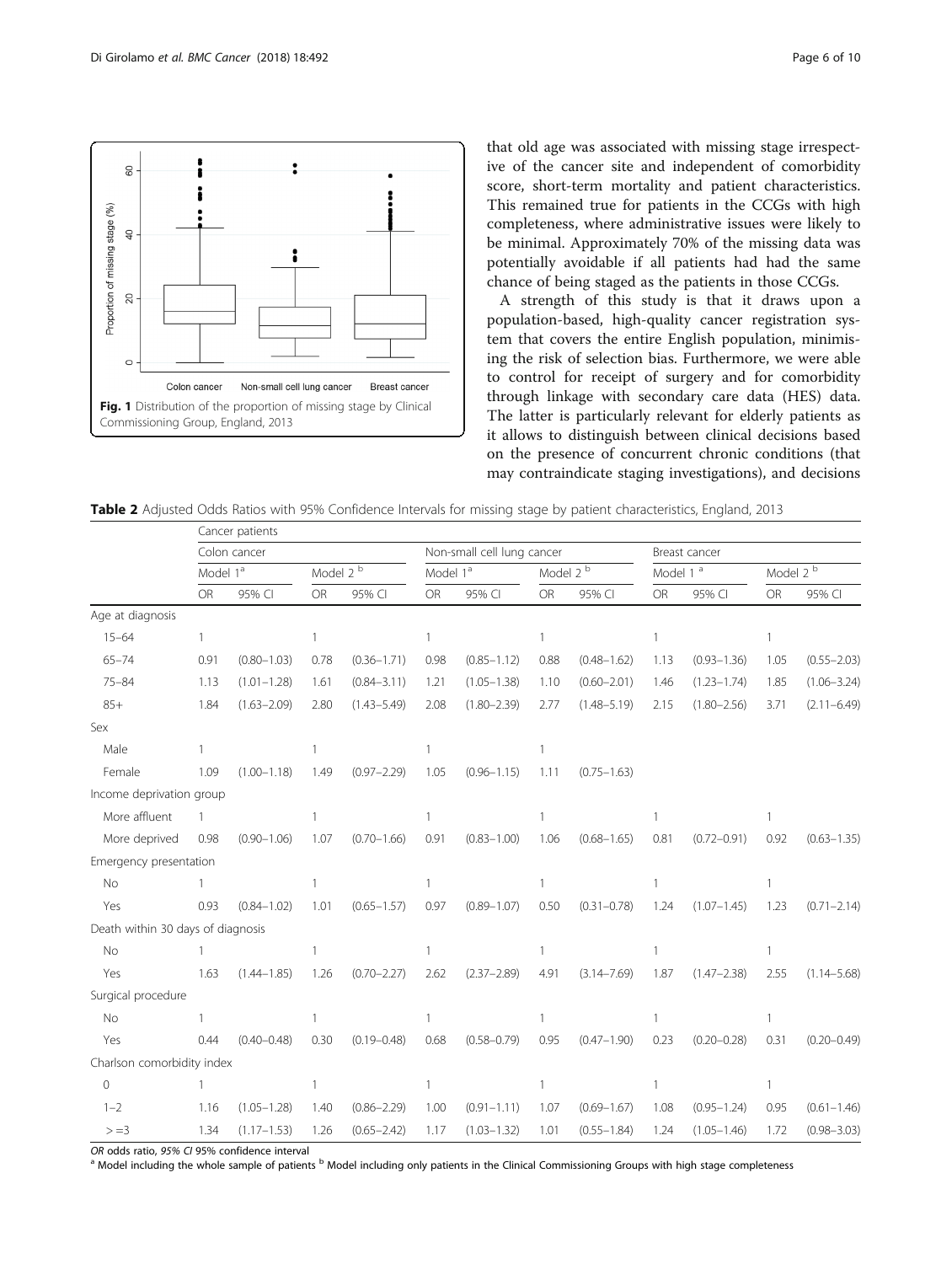Fig. 1 Distribution of the proportion of missing stage by Clinical Commissioning Group, England, 2013

that old age was associated with missing stage irrespective of the cancer site and independent of comorbidity score, short-term mortality and patient characteristics. This remained true for patients in the CCGs with high completeness, where administrative issues were likely to be minimal. Approximately 70% of the missing data was potentially avoidable if all patients had had the same chance of being staged as the patients in those CCGs.

A strength of this study is that it draws upon a population-based, high-quality cancer registration system that covers the entire English population, minimising the risk of selection bias. Furthermore, we were able to control for receipt of surgery and for comorbidity through linkage with secondary care data (HES) data. The latter is particularly relevant for elderly patients as it allows to distinguish between clinical decisions based on the presence of concurrent chronic conditions (that may contraindicate staging investigations), and decisions

**Table 2** Adjusted Odds Ratios with 95% Confidence Intervals for missing stage by patient characteristics, England, 2013

| | Cancer patients | | | | | | | | | | | |
|---|---|---|---|---|---|---|---|---|---|---|---|---|
| | Colon cancer | | | | Non-small cell lung cancer | | | | Breast cancer | | | |
| | Model 1[a] | | Model 2[b] | | Model 1[a] | | Model 2[b] | | Model 1[a] | | Model 2[b] | |
| | OR | 95% CI | OR | 95% CI | OR | 95% CI | OR | 95% CI | OR | 95% CI | OR | 95% CI |
| Age at diagnosis | | | | | | | | | | | | |
| 15–64 | 1 | | 1 | | 1 | | 1 | | 1 | | 1 | |
| 65–74 | 0.91 | (0.80–1.03) | 0.78 | (0.36–1.71) | 0.98 | (0.85–1.12) | 0.88 | (0.48–1.62) | 1.13 | (0.93–1.36) | 1.05 | (0.55–2.03) |
| 75–84 | 1.13 | (1.01–1.28) | 1.61 | (0.84–3.11) | 1.21 | (1.05–1.38) | 1.10 | (0.60–2.01) | 1.46 | (1.23–1.74) | 1.85 | (1.06–3.24) |
| 85+ | 1.84 | (1.63–2.09) | 2.80 | (1.43–5.49) | 2.08 | (1.80–2.39) | 2.77 | (1.48–5.19) | 2.15 | (1.80–2.56) | 3.71 | (2.11–6.49) |
| Sex | | | | | | | | | | | | |
| Male | 1 | | 1 | | 1 | | 1 | | | | | |
| Female | 1.09 | (1.00–1.18) | 1.49 | (0.97–2.29) | 1.05 | (0.96–1.15) | 1.11 | (0.75–1.63) | | | | |
| Income deprivation group | | | | | | | | | | | | |
| More affluent | 1 | | 1 | | 1 | | 1 | | 1 | | 1 | |
| More deprived | 0.98 | (0.90–1.06) | 1.07 | (0.70–1.66) | 0.91 | (0.83–1.00) | 1.06 | (0.68–1.65) | 0.81 | (0.72–0.91) | 0.92 | (0.63–1.35) |
| Emergency presentation | | | | | | | | | | | | |
| No | 1 | | 1 | | 1 | | 1 | | 1 | | 1 | |
| Yes | 0.93 | (0.84–1.02) | 1.01 | (0.65–1.57) | 0.97 | (0.89–1.07) | 0.50 | (0.31–0.78) | 1.24 | (1.07–1.45) | 1.23 | (0.71–2.14) |
| Death within 30 days of diagnosis | | | | | | | | | | | | |
| No | 1 | | 1 | | 1 | | 1 | | 1 | | 1 | |
| Yes | 1.63 | (1.44–1.85) | 1.26 | (0.70–2.27) | 2.62 | (2.37–2.89) | 4.91 | (3.14–7.69) | 1.87 | (1.47–2.38) | 2.55 | (1.14–5.68) |
| Surgical procedure | | | | | | | | | | | | |
| No | 1 | | 1 | | 1 | | 1 | | 1 | | 1 | |
| Yes | 0.44 | (0.40–0.48) | 0.30 | (0.19–0.48) | 0.68 | (0.58–0.79) | 0.95 | (0.47–1.90) | 0.23 | (0.20–0.28) | 0.31 | (0.20–0.49) |
| Charlson comorbidity index | | | | | | | | | | | | |
| 0 | 1 | | 1 | | 1 | | 1 | | 1 | | 1 | |
| 1–2 | 1.16 | (1.05–1.28) | 1.40 | (0.86–2.29) | 1.00 | (0.91–1.11) | 1.07 | (0.69–1.67) | 1.08 | (0.95–1.24) | 0.95 | (0.61–1.46) |
| > =3 | 1.34 | (1.17–1.53) | 1.26 | (0.65–2.42) | 1.17 | (1.03–1.32) | 1.01 | (0.55–1.84) | 1.24 | (1.05–1.46) | 1.72 | (0.98–3.03) |

*OR* odds ratio, *95% CI* 95% confidence interval

[a] Model including the whole sample of patients [b] Model including only patients in the Clinical Commissioning Groups with high stage completeness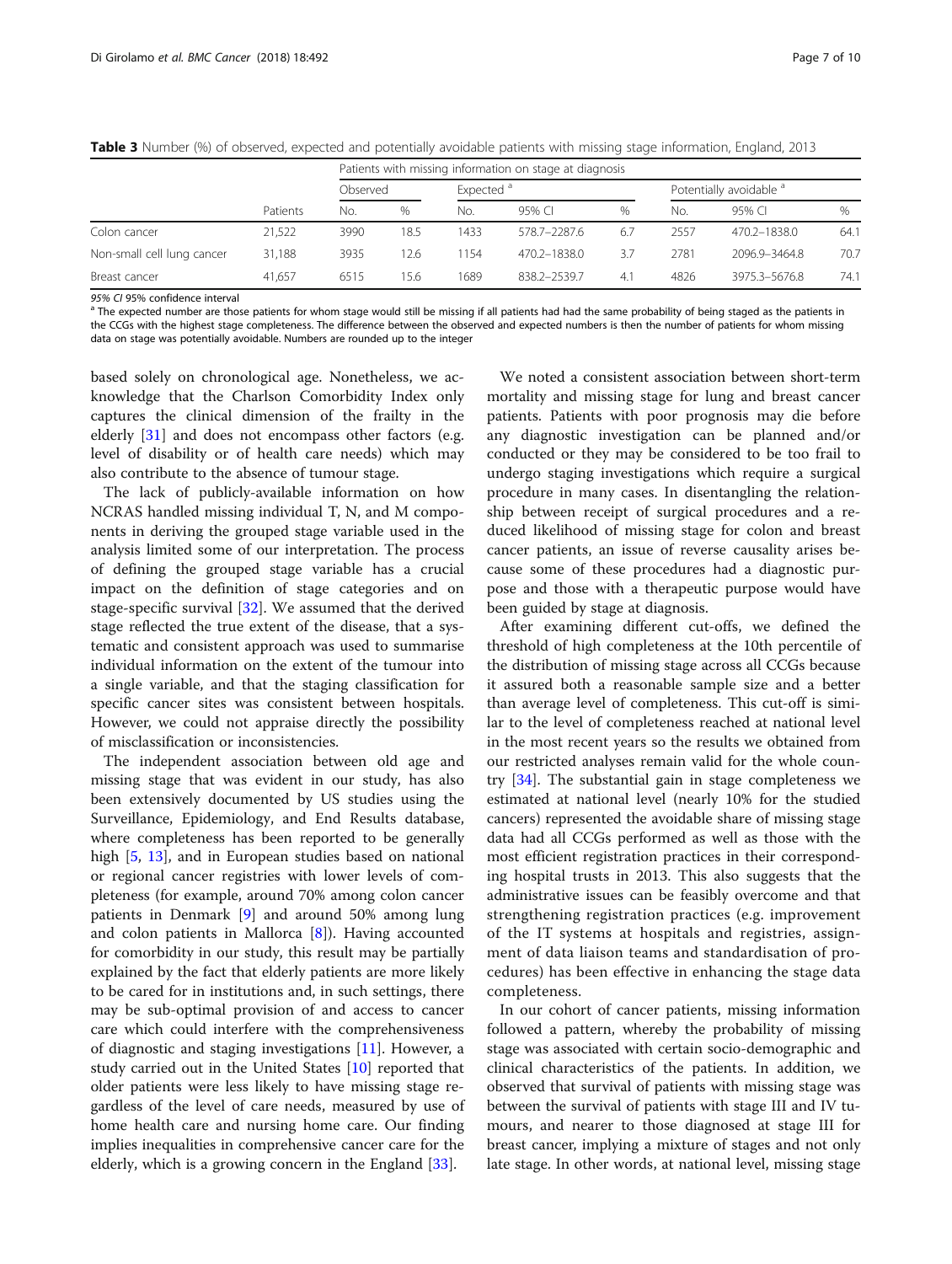**Table 3** Number (%) of observed, expected and potentially avoidable patients with missing stage information, England, 2013

| | | Patients with missing information on stage at diagnosis | | | | | | | |
|---|---|---|---|---|---|---|---|---|---|
| | | Observed | | Expected [a] | | | Potentially avoidable [a] | | |
| | Patients | No. | % | No. | 95% CI | % | No. | 95% CI | % |
| Colon cancer | 21,522 | 3990 | 18.5 | 1433 | 578.7–2287.6 | 6.7 | 2557 | 470.2–1838.0 | 64.1 |
| Non-small cell lung cancer | 31,188 | 3935 | 12.6 | 1154 | 470.2–1838.0 | 3.7 | 2781 | 2096.9–3464.8 | 70.7 |
| Breast cancer | 41,657 | 6515 | 15.6 | 1689 | 838.2–2539.7 | 4.1 | 4826 | 3975.3–5676.8 | 74.1 |

*95% CI* 95% confidence interval

[a] The expected number are those patients for whom stage would still be missing if all patients had had the same probability of being staged as the patients in the CCGs with the highest stage completeness. The difference between the observed and expected numbers is then the number of patients for whom missing data on stage was potentially avoidable. Numbers are rounded up to the integer

based solely on chronological age. Nonetheless, we acknowledge that the Charlson Comorbidity Index only captures the clinical dimension of the frailty in the elderly [31] and does not encompass other factors (e.g. level of disability or of health care needs) which may also contribute to the absence of tumour stage.

The lack of publicly-available information on how NCRAS handled missing individual T, N, and M components in deriving the grouped stage variable used in the analysis limited some of our interpretation. The process of defining the grouped stage variable has a crucial impact on the definition of stage categories and on stage-specific survival [32]. We assumed that the derived stage reflected the true extent of the disease, that a systematic and consistent approach was used to summarise individual information on the extent of the tumour into a single variable, and that the staging classification for specific cancer sites was consistent between hospitals. However, we could not appraise directly the possibility of misclassification or inconsistencies.

The independent association between old age and missing stage that was evident in our study, has also been extensively documented by US studies using the Surveillance, Epidemiology, and End Results database, where completeness has been reported to be generally high [5, 13], and in European studies based on national or regional cancer registries with lower levels of completeness (for example, around 70% among colon cancer patients in Denmark [9] and around 50% among lung and colon patients in Mallorca [8]). Having accounted for comorbidity in our study, this result may be partially explained by the fact that elderly patients are more likely to be cared for in institutions and, in such settings, there may be sub-optimal provision of and access to cancer care which could interfere with the comprehensiveness of diagnostic and staging investigations [11]. However, a study carried out in the United States [10] reported that older patients were less likely to have missing stage regardless of the level of care needs, measured by use of home health care and nursing home care. Our finding implies inequalities in comprehensive cancer care for the elderly, which is a growing concern in the England [33].

We noted a consistent association between short-term mortality and missing stage for lung and breast cancer patients. Patients with poor prognosis may die before any diagnostic investigation can be planned and/or conducted or they may be considered to be too frail to undergo staging investigations which require a surgical procedure in many cases. In disentangling the relationship between receipt of surgical procedures and a reduced likelihood of missing stage for colon and breast cancer patients, an issue of reverse causality arises because some of these procedures had a diagnostic purpose and those with a therapeutic purpose would have been guided by stage at diagnosis.

After examining different cut-offs, we defined the threshold of high completeness at the 10th percentile of the distribution of missing stage across all CCGs because it assured both a reasonable sample size and a better than average level of completeness. This cut-off is similar to the level of completeness reached at national level in the most recent years so the results we obtained from our restricted analyses remain valid for the whole country [34]. The substantial gain in stage completeness we estimated at national level (nearly 10% for the studied cancers) represented the avoidable share of missing stage data had all CCGs performed as well as those with the most efficient registration practices in their corresponding hospital trusts in 2013. This also suggests that the administrative issues can be feasibly overcome and that strengthening registration practices (e.g. improvement of the IT systems at hospitals and registries, assignment of data liaison teams and standardisation of procedures) has been effective in enhancing the stage data completeness.

In our cohort of cancer patients, missing information followed a pattern, whereby the probability of missing stage was associated with certain socio-demographic and clinical characteristics of the patients. In addition, we observed that survival of patients with missing stage was between the survival of patients with stage III and IV tumours, and nearer to those diagnosed at stage III for breast cancer, implying a mixture of stages and not only late stage. In other words, at national level, missing stage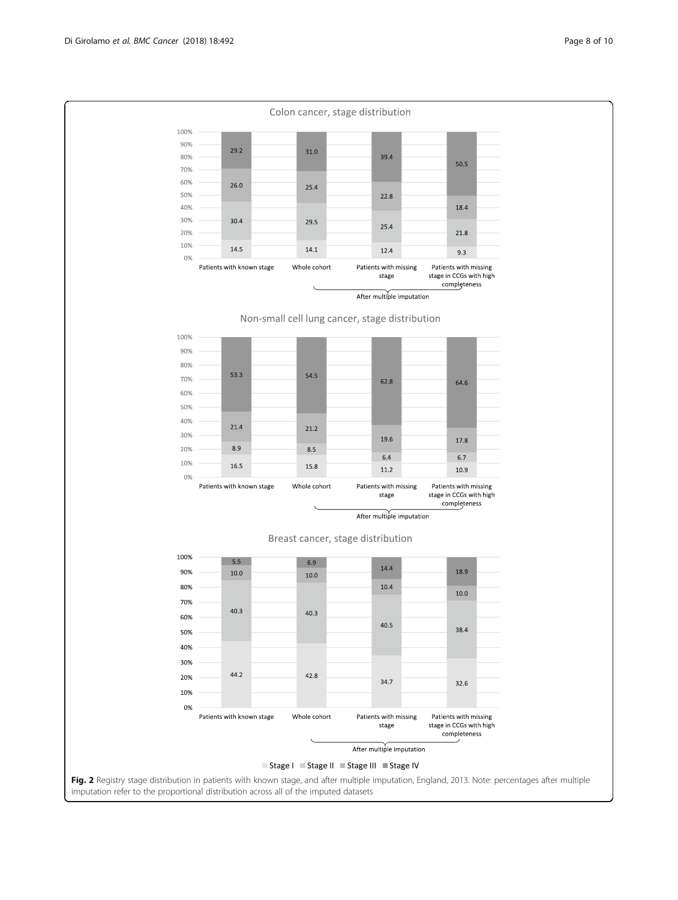**Colon cancer, stage distribution**

| | Patients with known stage | Whole cohort | Patients with missing stage | Patients with missing stage in CCGs with high completeness |
|---|---|---|---|---|
| Stage I | 14.5 | 14.1 | 12.4 | 9.3 |
| Stage II | 30.4 | 29.5 | 25.4 | 21.8 |
| Stage III | 26.0 | 25.4 | 22.8 | 18.4 |
| Stage IV | 29.2 | 31.0 | 39.4 | 50.5 |

After multiple imputation (Whole cohort; Patients with missing stage; Patients with missing stage in CCGs with high completeness)

**Non-small cell lung cancer, stage distribution**

| | Patients with known stage | Whole cohort | Patients with missing stage | Patients with missing stage in CCGs with high completeness |
|---|---|---|---|---|
| Stage I | 16.5 | 15.8 | 11.2 | 10.9 |
| Stage II | 8.9 | 8.5 | 6.4 | 6.7 |
| Stage III | 21.4 | 21.2 | 19.6 | 17.8 |
| Stage IV | 53.3 | 54.5 | 62.8 | 64.6 |

After multiple imputation (Whole cohort; Patients with missing stage; Patients with missing stage in CCGs with high completeness)

**Breast cancer, stage distribution**

| | Patients with known stage | Whole cohort | Patients with missing stage | Patients with missing stage in CCGs with high completeness |
|---|---|---|---|---|
| Stage I | 44.2 | 42.8 | 34.7 | 32.6 |
| Stage II | 40.3 | 40.3 | 40.5 | 38.4 |
| Stage III | 10.0 | 10.0 | 10.4 | 10.0 |
| Stage IV | 5.5 | 6.9 | 14.4 | 18.9 |

After multiple imputation (Whole cohort; Patients with missing stage; Patients with missing stage in CCGs with high completeness)

Stage I ■ Stage II ■ Stage III ■ Stage IV

**Fig. 2** Registry stage distribution in patients with known stage, and after multiple imputation, England, 2013. Note: percentages after multiple imputation refer to the proportional distribution across all of the imputed datasets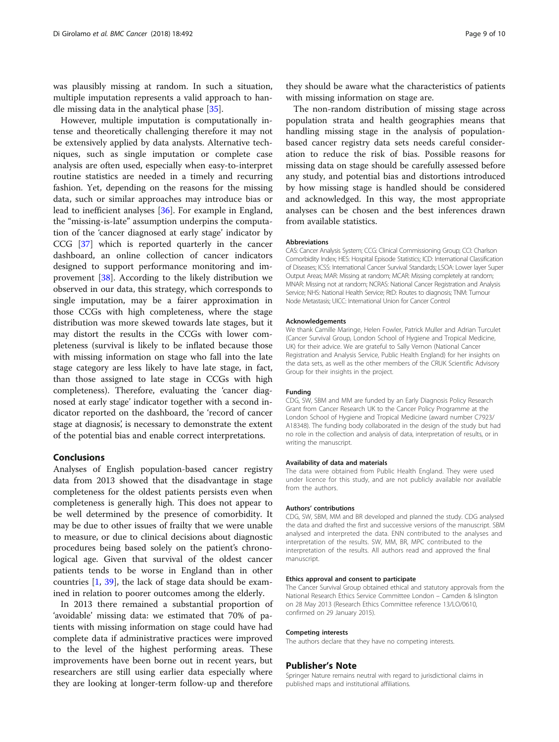was plausibly missing at random. In such a situation, multiple imputation represents a valid approach to handle missing data in the analytical phase [35].

However, multiple imputation is computationally intense and theoretically challenging therefore it may not be extensively applied by data analysts. Alternative techniques, such as single imputation or complete case analysis are often used, especially when easy-to-interpret routine statistics are needed in a timely and recurring fashion. Yet, depending on the reasons for the missing data, such or similar approaches may introduce bias or lead to inefficient analyses [36]. For example in England, the "missing-is-late" assumption underpins the computation of the 'cancer diagnosed at early stage' indicator by CCG [37] which is reported quarterly in the cancer dashboard, an online collection of cancer indicators designed to support performance monitoring and improvement [38]. According to the likely distribution we observed in our data, this strategy, which corresponds to single imputation, may be a fairer approximation in those CCGs with high completeness, where the stage distribution was more skewed towards late stages, but it may distort the results in the CCGs with lower completeness (survival is likely to be inflated because those with missing information on stage who fall into the late stage category are less likely to have late stage, in fact, than those assigned to late stage in CCGs with high completeness). Therefore, evaluating the 'cancer diagnosed at early stage' indicator together with a second indicator reported on the dashboard, the 'record of cancer stage at diagnosis', is necessary to demonstrate the extent of the potential bias and enable correct interpretations.

## Conclusions

Analyses of English population-based cancer registry data from 2013 showed that the disadvantage in stage completeness for the oldest patients persists even when completeness is generally high. This does not appear to be well determined by the presence of comorbidity. It may be due to other issues of frailty that we were unable to measure, or due to clinical decisions about diagnostic procedures being based solely on the patient's chronological age. Given that survival of the oldest cancer patients tends to be worse in England than in other countries [1, 39], the lack of stage data should be examined in relation to poorer outcomes among the elderly.

In 2013 there remained a substantial proportion of 'avoidable' missing data: we estimated that 70% of patients with missing information on stage could have had complete data if administrative practices were improved to the level of the highest performing areas. These improvements have been borne out in recent years, but researchers are still using earlier data especially where they are looking at longer-term follow-up and therefore they should be aware what the characteristics of patients with missing information on stage are.

The non-random distribution of missing stage across population strata and health geographies means that handling missing stage in the analysis of population-based cancer registry data sets needs careful consideration to reduce the risk of bias. Possible reasons for missing data on stage should be carefully assessed before any study, and potential bias and distortions introduced by how missing stage is handled should be considered and acknowledged. In this way, the most appropriate analyses can be chosen and the best inferences drawn from available statistics.

#### Abbreviations

CAS: Cancer Analysis System; CCG: Clinical Commissioning Group; CCI: Charlson Comorbidity Index; HES: Hospital Episode Statistics; ICD: International Classification of Diseases; ICSS: International Cancer Survival Standards; LSOA: Lower layer Super Output Areas; MAR: Missing at random; MCAR: Missing completely at random; MNAR: Missing not at random; NCRAS: National Cancer Registration and Analysis Service; NHS: National Health Service; RtD: Routes to diagnosis; TNM: Tumour Node Metastasis; UICC: International Union for Cancer Control

#### Acknowledgements

We thank Camille Maringe, Helen Fowler, Patrick Muller and Adrian Turculet (Cancer Survival Group, London School of Hygiene and Tropical Medicine, UK) for their advice. We are grateful to Sally Vernon (National Cancer Registration and Analysis Service, Public Health England) for her insights on the data sets, as well as the other members of the CRUK Scientific Advisory Group for their insights in the project.

#### Funding

CDG, SW, SBM and MM are funded by an Early Diagnosis Policy Research Grant from Cancer Research UK to the Cancer Policy Programme at the London School of Hygiene and Tropical Medicine (award number C7923/A18348). The funding body collaborated in the design of the study but had no role in the collection and analysis of data, interpretation of results, or in writing the manuscript.

#### Availability of data and materials

The data were obtained from Public Health England. They were used under licence for this study, and are not publicly available nor available from the authors.

#### Authors' contributions

CDG, SW, SBM, MM and BR developed and planned the study. CDG analysed the data and drafted the first and successive versions of the manuscript. SBM analysed and interpreted the data. ENN contributed to the analyses and interpretation of the results. SW, MM, BR, MPC contributed to the interpretation of the results. All authors read and approved the final manuscript.

#### Ethics approval and consent to participate

The Cancer Survival Group obtained ethical and statutory approvals from the National Research Ethics Service Committee London – Camden & Islington on 28 May 2013 (Research Ethics Committee reference 13/LO/0610, confirmed on 29 January 2015).

#### Competing interests

The authors declare that they have no competing interests.

## Publisher's Note

Springer Nature remains neutral with regard to jurisdictional claims in published maps and institutional affiliations.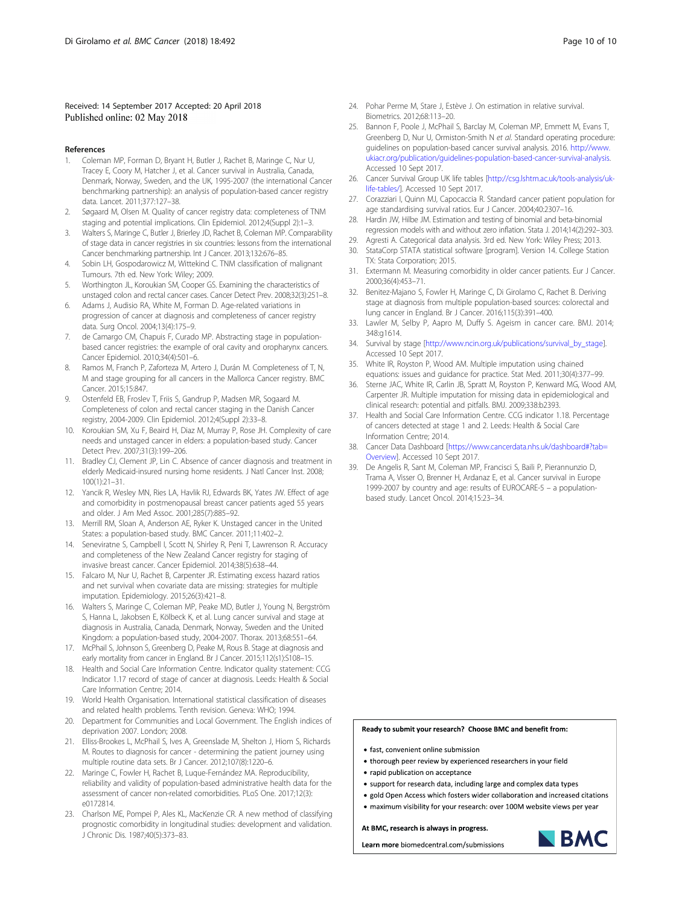Received: 14 September 2017 Accepted: 20 April 2018
Published online: 02 May 2018

## References

1. Coleman MP, Forman D, Bryant H, Butler J, Rachet B, Maringe C, Nur U, Tracey E, Coory M, Hatcher J, et al. Cancer survival in Australia, Canada, Denmark, Norway, Sweden, and the UK, 1995-2007 (the international Cancer benchmarking partnership): an analysis of population-based cancer registry data. Lancet. 2011;377:127–38.
2. Søgaard M, Olsen M. Quality of cancer registry data: completeness of TNM staging and potential implications. Clin Epidemiol. 2012;4(Suppl 2):1–3.
3. Walters S, Maringe C, Butler J, Brierley JD, Rachet B, Coleman MP. Comparability of stage data in cancer registries in six countries: lessons from the international Cancer benchmarking partnership. Int J Cancer. 2013;132:676–85.
4. Sobin LH, Gospodarowicz M, Wittekind C. TNM classification of malignant Tumours. 7th ed. New York: Wiley; 2009.
5. Worthington JL, Koroukian SM, Cooper GS. Examining the characteristics of unstaged colon and rectal cancer cases. Cancer Detect Prev. 2008;32(3):251–8.
6. Adams J, Audisio RA, White M, Forman D. Age-related variations in progression of cancer at diagnosis and completeness of cancer registry data. Surg Oncol. 2004;13(4):175–9.
7. de Camargo CM, Chapuis F, Curado MP. Abstracting stage in population-based cancer registries: the example of oral cavity and oropharynx cancers. Cancer Epidemiol. 2010;34(4):501–6.
8. Ramos M, Franch P, Zaforteza M, Artero J, Durán M. Completeness of T, N, M and stage grouping for all cancers in the Mallorca Cancer registry. BMC Cancer. 2015;15:847.
9. Ostenfeld EB, Froslev T, Friis S, Gandrup P, Madsen MR, Sogaard M. Completeness of colon and rectal cancer staging in the Danish Cancer registry, 2004-2009. Clin Epidemiol. 2012;4(Suppl 2):33–8.
10. Koroukian SM, Xu F, Beaird H, Diaz M, Murray P, Rose JH. Complexity of care needs and unstaged cancer in elders: a population-based study. Cancer Detect Prev. 2007;31(3):199–206.
11. Bradley CJ, Clement JP, Lin C. Absence of cancer diagnosis and treatment in elderly Medicaid-insured nursing home residents. J Natl Cancer Inst. 2008;100(1):21–31.
12. Yancik R, Wesley MN, Ries LA, Havlik RJ, Edwards BK, Yates JW. Effect of age and comorbidity in postmenopausal breast cancer patients aged 55 years and older. J Am Med Assoc. 2001;285(7):885–92.
13. Merrill RM, Sloan A, Anderson AE, Ryker K. Unstaged cancer in the United States: a population-based study. BMC Cancer. 2011;11:402–2.
14. Seneviratne S, Campbell I, Scott N, Shirley R, Peni T, Lawrenson R. Accuracy and completeness of the New Zealand Cancer registry for staging of invasive breast cancer. Cancer Epidemiol. 2014;38(5):638–44.
15. Falcaro M, Nur U, Rachet B, Carpenter JR. Estimating excess hazard ratios and net survival when covariate data are missing: strategies for multiple imputation. Epidemiology. 2015;26(3):421–8.
16. Walters S, Maringe C, Coleman MP, Peake MD, Butler J, Young N, Bergström S, Hanna L, Jakobsen E, Kölbeck K, et al. Lung cancer survival and stage at diagnosis in Australia, Canada, Denmark, Norway, Sweden and the United Kingdom: a population-based study, 2004-2007. Thorax. 2013;68:551–64.
17. McPhail S, Johnson S, Greenberg D, Peake M, Rous B. Stage at diagnosis and early mortality from cancer in England. Br J Cancer. 2015;112(s1):S108–15.
18. Health and Social Care Information Centre. Indicator quality statement: CCG Indicator 1.17 record of stage of cancer at diagnosis. Leeds: Health & Social Care Information Centre; 2014.
19. World Health Organisation. International statistical classification of diseases and related health problems. Tenth revision. Geneva: WHO; 1994.
20. Department for Communities and Local Government. The English indices of deprivation 2007. London; 2008.
21. Elliss-Brookes L, McPhail S, Ives A, Greenslade M, Shelton J, Hiom S, Richards M. Routes to diagnosis for cancer - determining the patient journey using multiple routine data sets. Br J Cancer. 2012;107(8):1220–6.
22. Maringe C, Fowler H, Rachet B, Luque-Fernández MA. Reproducibility, reliability and validity of population-based administrative health data for the assessment of cancer non-related comorbidities. PLoS One. 2017;12(3):e0172814.
23. Charlson ME, Pompei P, Ales KL, MacKenzie CR. A new method of classifying prognostic comorbidity in longitudinal studies: development and validation. J Chronic Dis. 1987;40(5):373–83.
24. Pohar Perme M, Stare J, Estève J. On estimation in relative survival. Biometrics. 2012;68:113–20.
25. Bannon F, Poole J, McPhail S, Barclay M, Coleman MP, Emmett M, Evans T, Greenberg D, Nur U, Ormiston-Smith N et al. Standard operating procedure: guidelines on population-based cancer survival analysis. 2016. http://www.ukiacr.org/publication/guidelines-population-based-cancer-survival-analysis. Accessed 10 Sept 2017.
26. Cancer Survival Group UK life tables [http://csg.lshtm.ac.uk/tools-analysis/uk-life-tables/]. Accessed 10 Sept 2017.
27. Corazziari I, Quinn MJ, Capocaccia R. Standard cancer patient population for age standardising survival ratios. Eur J Cancer. 2004;40:2307–16.
28. Hardin JW, Hilbe JM. Estimation and testing of binomial and beta-binomial regression models with and without zero inflation. Stata J. 2014;14(2):292–303.
29. Agresti A. Categorical data analysis. 3rd ed. New York: Wiley Press; 2013.
30. StataCorp STATA statistical software [program]. Version 14. College Station TX: Stata Corporation; 2015.
31. Extermann M. Measuring comorbidity in older cancer patients. Eur J Cancer. 2000;36(4):453–71.
32. Benitez-Majano S, Fowler H, Maringe C, Di Girolamo C, Rachet B. Deriving stage at diagnosis from multiple population-based sources: colorectal and lung cancer in England. Br J Cancer. 2016;115(3):391–400.
33. Lawler M, Selby P, Aapro M, Duffy S. Ageism in cancer care. BMJ. 2014;348:g1614.
34. Survival by stage [http://www.ncin.org.uk/publications/survival_by_stage]. Accessed 10 Sept 2017.
35. White IR, Royston P, Wood AM. Multiple imputation using chained equations: issues and guidance for practice. Stat Med. 2011;30(4):377–99.
36. Sterne JAC, White IR, Carlin JB, Spratt M, Royston P, Kenward MG, Wood AM, Carpenter JR. Multiple imputation for missing data in epidemiological and clinical research: potential and pitfalls. BMJ. 2009;338:b2393.
37. Health and Social Care Information Centre. CCG indicator 1.18. Percentage of cancers detected at stage 1 and 2. Leeds: Health & Social Care Information Centre; 2014.
38. Cancer Data Dashboard [https://www.cancerdata.nhs.uk/dashboard#?tab=Overview]. Accessed 10 Sept 2017.
39. De Angelis R, Sant M, Coleman MP, Francisci S, Baili P, Pierannunzio D, Trama A, Visser O, Brenner H, Ardanaz E, et al. Cancer survival in Europe 1999-2007 by country and age: results of EUROCARE-5 – a population-based study. Lancet Oncol. 2014;15:23–34.